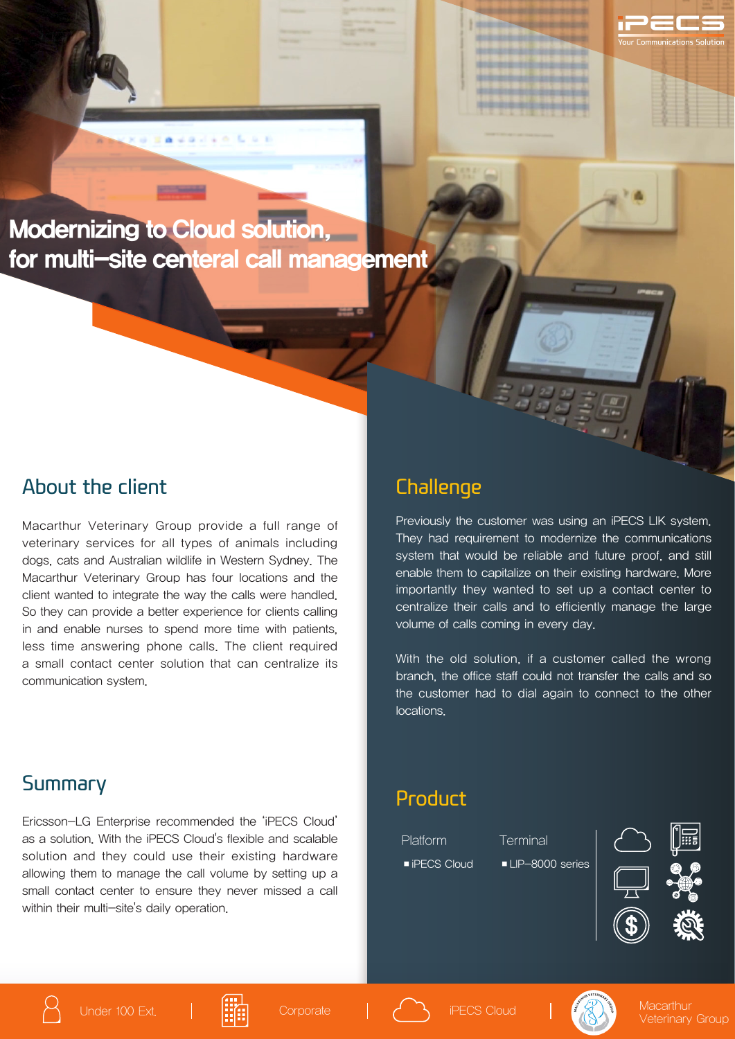# Modernizing to Cloud solution, for multi-site centeral call management

## About the client

Macarthur Veterinary Group provide a full range of veterinary services for all types of animals including dogs, cats and Australian wildlife in Western Sydney. The Macarthur Veterinary Group has four locations and the client wanted to integrate the way the calls were handled. So they can provide a better experience for clients calling in and enable nurses to spend more time with patients, less time answering phone calls. The client required a small contact center solution that can centralize its communication system.

## Summary

Ericsson-LG Enterprise recommended the 'iPECS Cloud' as a solution. With the iPECS Cloud's flexible and scalable solution and they could use their existing hardware allowing them to manage the call volume by setting up a small contact center to ensure they never missed a call within their multi-site's daily operation.

## Challenge

Previously the customer was using an iPECS LIK system. They had requirement to modernize the communications system that would be reliable and future proof, and still enable them to capitalize on their existing hardware. More importantly they wanted to set up a contact center to centralize their calls and to efficiently manage the large volume of calls coming in every day.

With the old solution, if a customer called the wrong branch, the office staff could not transfer the calls and so the customer had to dial again to connect to the other locations.

## Product

| Platform | Terminal |
| --- | --- |
| ▪ iPECS Cloud | ▪ LIP-8000 series |

Under 100 Ext. | Corporate | iPECS Cloud | Macarthur Veterinary Group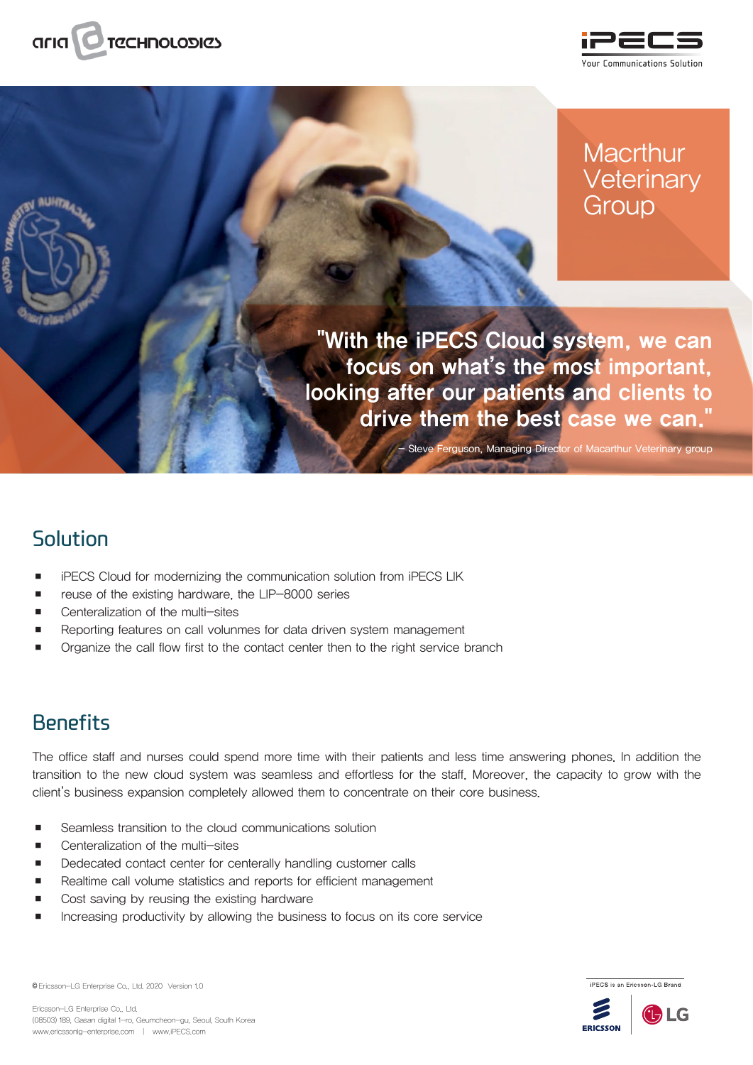# Macrthur Veterinary Group

**"With the iPECS Cloud system, we can focus on what's the most important, looking after our patients and clients to drive them the best case we can."**

– Steve Ferguson, Managing Director of Macarthur Veterinary group

## Solution

- iPECS Cloud for modernizing the communication solution from iPECS LIK
- reuse of the existing hardware, the LIP–8000 series
- Centeralization of the multi–sites
- Reporting features on call volunmes for data driven system management
- Organize the call flow first to the contact center then to the right service branch

## Benefits

The office staff and nurses could spend more time with their patients and less time answering phones. In addition the transition to the new cloud system was seamless and effortless for the staff. Moreover, the capacity to grow with the client's business expansion completely allowed them to concentrate on their core business.

- Seamless transition to the cloud communications solution
- Centeralization of the multi–sites
- Dedecated contact center for centerally handling customer calls
- Realtime call volume statistics and reports for efficient management
- Cost saving by reusing the existing hardware
- Increasing productivity by allowing the business to focus on its core service

© Ericsson–LG Enterprise Co., Ltd. 2020 Version 1.0

Ericsson–LG Enterprise Co., Ltd.
(08503) 189, Gasan digital 1–ro, Geumcheon–gu, Seoul, South Korea
www.ericssonlg–enterprise.com | www.iPECS.com

iPECS is an Ericsson-LG Brand